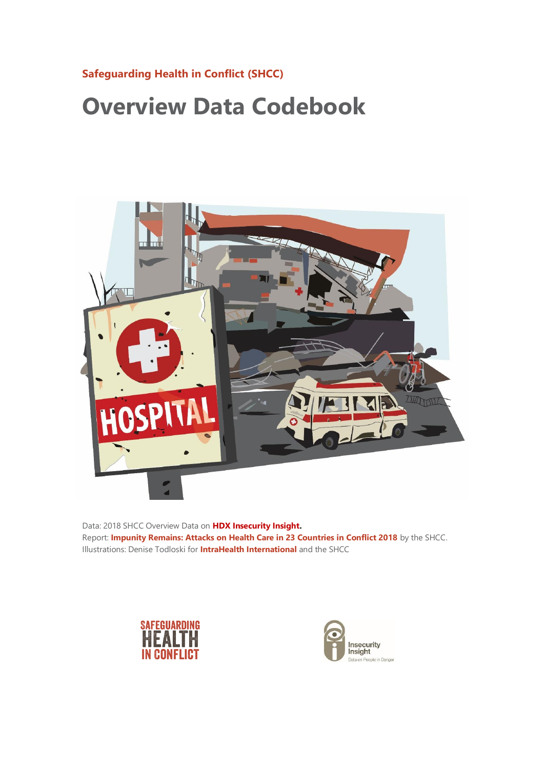**Safeguarding Health in Conflict (SHCC)**

# Overview Data Codebook

Data: 2018 SHCC Overview Data on **HDX Insecurity Insight.**
Report: **Impunity Remains: Attacks on Health Care in 23 Countries in Conflict 2018** by the SHCC.
Illustrations: Denise Todloski for **IntraHealth International** and the SHCC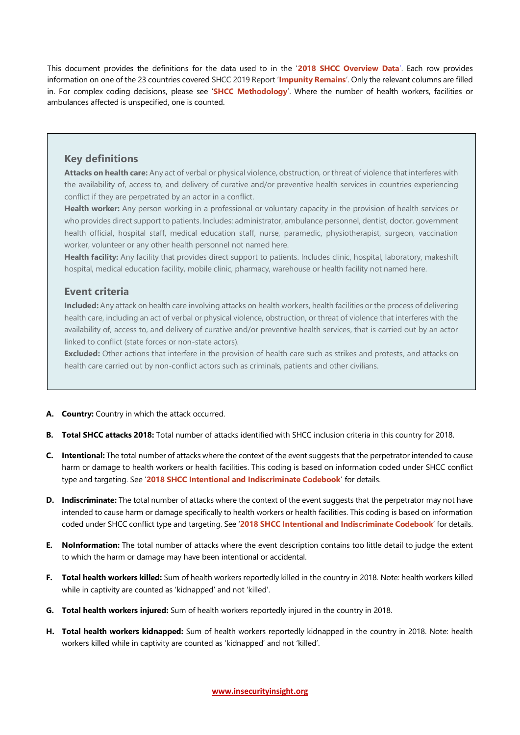This document provides the definitions for the data used to in the '**2018 SHCC Overview Data**'. Each row provides information on one of the 23 countries covered SHCC 2019 Report '**Impunity Remains**'. Only the relevant columns are filled in. For complex coding decisions, please see '**SHCC Methodology**'. Where the number of health workers, facilities or ambulances affected is unspecified, one is counted.

## Key definitions

**Attacks on health care:** Any act of verbal or physical violence, obstruction, or threat of violence that interferes with the availability of, access to, and delivery of curative and/or preventive health services in countries experiencing conflict if they are perpetrated by an actor in a conflict.

**Health worker:** Any person working in a professional or voluntary capacity in the provision of health services or who provides direct support to patients. Includes: administrator, ambulance personnel, dentist, doctor, government health official, hospital staff, medical education staff, nurse, paramedic, physiotherapist, surgeon, vaccination worker, volunteer or any other health personnel not named here.

**Health facility:** Any facility that provides direct support to patients. Includes clinic, hospital, laboratory, makeshift hospital, medical education facility, mobile clinic, pharmacy, warehouse or health facility not named here.

## Event criteria

**Included:** Any attack on health care involving attacks on health workers, health facilities or the process of delivering health care, including an act of verbal or physical violence, obstruction, or threat of violence that interferes with the availability of, access to, and delivery of curative and/or preventive health services, that is carried out by an actor linked to conflict (state forces or non-state actors).

**Excluded:** Other actions that interfere in the provision of health care such as strikes and protests, and attacks on health care carried out by non-conflict actors such as criminals, patients and other civilians.

A. **Country:** Country in which the attack occurred.

B. **Total SHCC attacks 2018:** Total number of attacks identified with SHCC inclusion criteria in this country for 2018.

C. **Intentional:** The total number of attacks where the context of the event suggests that the perpetrator intended to cause harm or damage to health workers or health facilities. This coding is based on information coded under SHCC conflict type and targeting. See '**2018 SHCC Intentional and Indiscriminate Codebook**' for details.

D. **Indiscriminate:** The total number of attacks where the context of the event suggests that the perpetrator may not have intended to cause harm or damage specifically to health workers or health facilities. This coding is based on information coded under SHCC conflict type and targeting. See '**2018 SHCC Intentional and Indiscriminate Codebook**' for details.

E. **NoInformation:** The total number of attacks where the event description contains too little detail to judge the extent to which the harm or damage may have been intentional or accidental.

F. **Total health workers killed:** Sum of health workers reportedly killed in the country in 2018. Note: health workers killed while in captivity are counted as 'kidnapped' and not 'killed'.

G. **Total health workers injured:** Sum of health workers reportedly injured in the country in 2018.

H. **Total health workers kidnapped:** Sum of health workers reportedly kidnapped in the country in 2018. Note: health workers killed while in captivity are counted as 'kidnapped' and not 'killed'.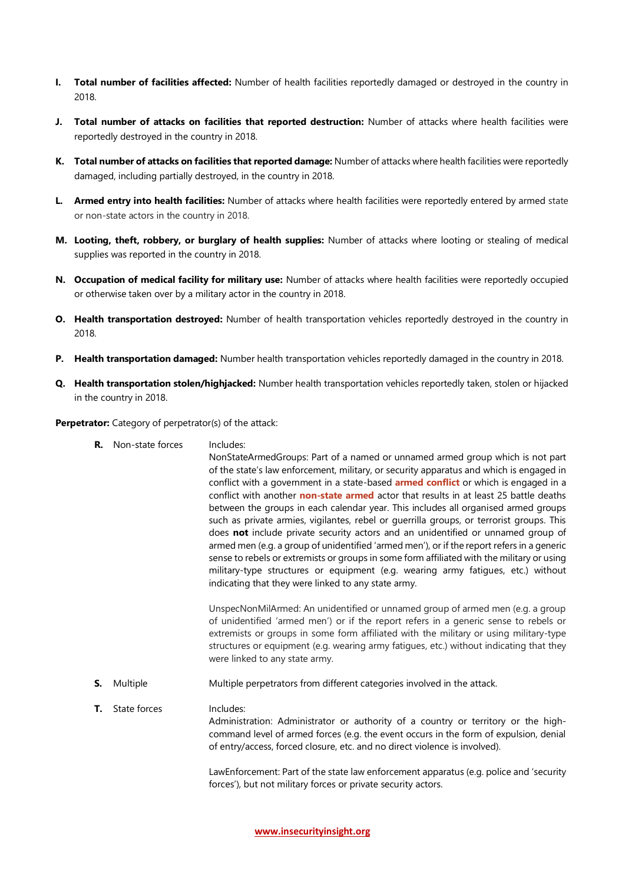**I. Total number of facilities affected:** Number of health facilities reportedly damaged or destroyed in the country in 2018.

**J. Total number of attacks on facilities that reported destruction:** Number of attacks where health facilities were reportedly destroyed in the country in 2018.

**K. Total number of attacks on facilities that reported damage:** Number of attacks where health facilities were reportedly damaged, including partially destroyed, in the country in 2018.

**L. Armed entry into health facilities:** Number of attacks where health facilities were reportedly entered by armed state or non-state actors in the country in 2018.

**M. Looting, theft, robbery, or burglary of health supplies:** Number of attacks where looting or stealing of medical supplies was reported in the country in 2018.

**N. Occupation of medical facility for military use:** Number of attacks where health facilities were reportedly occupied or otherwise taken over by a military actor in the country in 2018.

**O. Health transportation destroyed:** Number of health transportation vehicles reportedly destroyed in the country in 2018.

**P. Health transportation damaged:** Number health transportation vehicles reportedly damaged in the country in 2018.

**Q. Health transportation stolen/highjacked:** Number health transportation vehicles reportedly taken, stolen or hijacked in the country in 2018.

**Perpetrator:** Category of perpetrator(s) of the attack:

**R.** Non-state forces

Includes:
NonStateArmedGroups: Part of a named or unnamed armed group which is not part of the state's law enforcement, military, or security apparatus and which is engaged in conflict with a government in a state-based **armed conflict** or which is engaged in a conflict with another **non-state armed** actor that results in at least 25 battle deaths between the groups in each calendar year. This includes all organised armed groups such as private armies, vigilantes, rebel or guerrilla groups, or terrorist groups. This does **not** include private security actors and an unidentified or unnamed group of armed men (e.g. a group of unidentified 'armed men'), or if the report refers in a generic sense to rebels or extremists or groups in some form affiliated with the military or using military-type structures or equipment (e.g. wearing army fatigues, etc.) without indicating that they were linked to any state army.

UnspecNonMilArmed: An unidentified or unnamed group of armed men (e.g. a group of unidentified 'armed men') or if the report refers in a generic sense to rebels or extremists or groups in some form affiliated with the military or using military-type structures or equipment (e.g. wearing army fatigues, etc.) without indicating that they were linked to any state army.

**S.** Multiple

Multiple perpetrators from different categories involved in the attack.

**T.** State forces

Includes:
Administration: Administrator or authority of a country or territory or the high-command level of armed forces (e.g. the event occurs in the form of expulsion, denial of entry/access, forced closure, etc. and no direct violence is involved).

LawEnforcement: Part of the state law enforcement apparatus (e.g. police and 'security forces'), but not military forces or private security actors.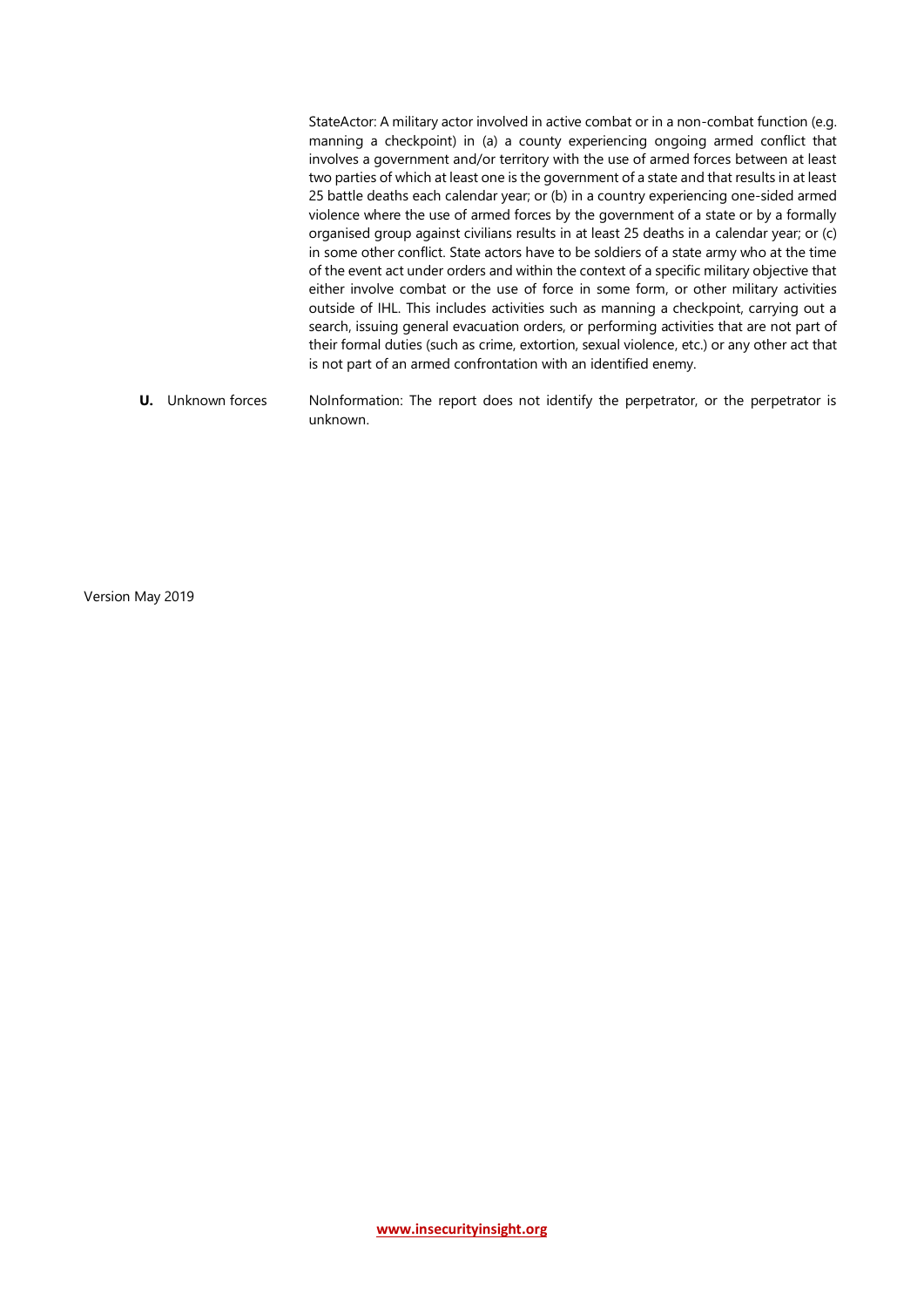StateActor: A military actor involved in active combat or in a non-combat function (e.g. manning a checkpoint) in (a) a county experiencing ongoing armed conflict that involves a government and/or territory with the use of armed forces between at least two parties of which at least one is the government of a state and that results in at least 25 battle deaths each calendar year; or (b) in a country experiencing one-sided armed violence where the use of armed forces by the government of a state or by a formally organised group against civilians results in at least 25 deaths in a calendar year; or (c) in some other conflict. State actors have to be soldiers of a state army who at the time of the event act under orders and within the context of a specific military objective that either involve combat or the use of force in some form, or other military activities outside of IHL. This includes activities such as manning a checkpoint, carrying out a search, issuing general evacuation orders, or performing activities that are not part of their formal duties (such as crime, extortion, sexual violence, etc.) or any other act that is not part of an armed confrontation with an identified enemy.

| | |
|---|---|
| **U.** Unknown forces | NoInformation: The report does not identify the perpetrator, or the perpetrator is unknown. |

Version May 2019

www.insecurityinsight.org